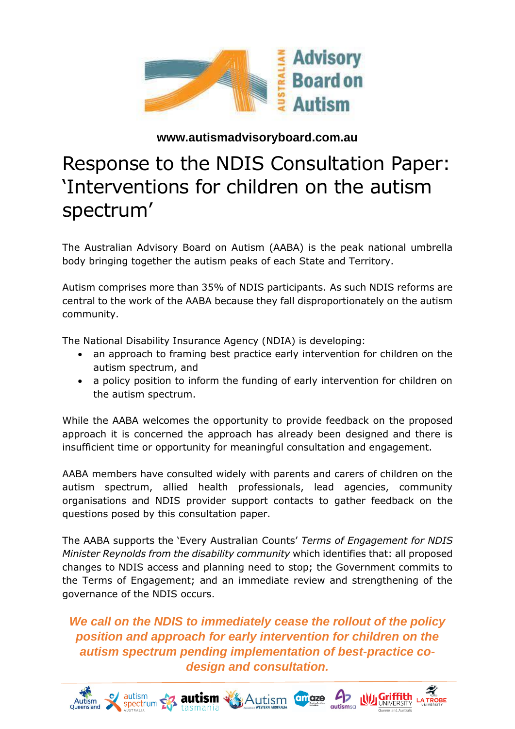**www.autismadvisoryboard.com.au**

# Response to the NDIS Consultation Paper: 'Interventions for children on the autism spectrum'

The Australian Advisory Board on Autism (AABA) is the peak national umbrella body bringing together the autism peaks of each State and Territory.

Autism comprises more than 35% of NDIS participants. As such NDIS reforms are central to the work of the AABA because they fall disproportionately on the autism community.

The National Disability Insurance Agency (NDIA) is developing:

- an approach to framing best practice early intervention for children on the autism spectrum, and
- a policy position to inform the funding of early intervention for children on the autism spectrum.

While the AABA welcomes the opportunity to provide feedback on the proposed approach it is concerned the approach has already been designed and there is insufficient time or opportunity for meaningful consultation and engagement.

AABA members have consulted widely with parents and carers of children on the autism spectrum, allied health professionals, lead agencies, community organisations and NDIS provider support contacts to gather feedback on the questions posed by this consultation paper.

The AABA supports the 'Every Australian Counts' *Terms of Engagement for NDIS Minister Reynolds from the disability community* which identifies that: all proposed changes to NDIS access and planning need to stop; the Government commits to the Terms of Engagement; and an immediate review and strengthening of the governance of the NDIS occurs.

***We call on the NDIS to immediately cease the rollout of the policy position and approach for early intervention for children on the autism spectrum pending implementation of best-practice co-design and consultation.***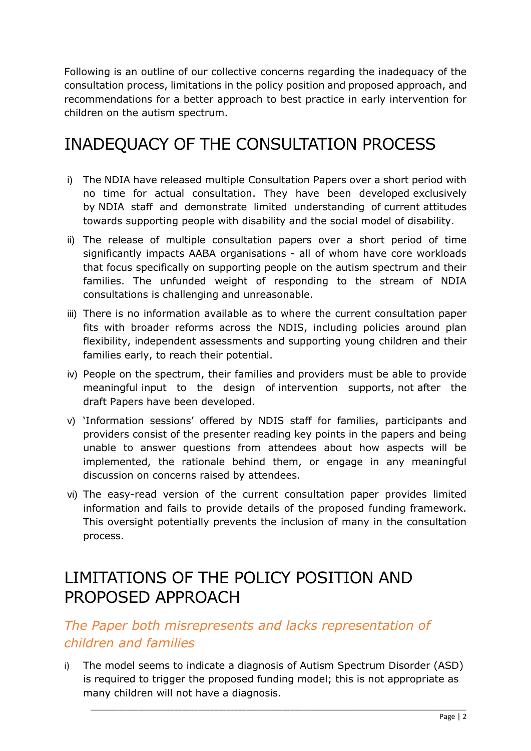Following is an outline of our collective concerns regarding the inadequacy of the consultation process, limitations in the policy position and proposed approach, and recommendations for a better approach to best practice in early intervention for children on the autism spectrum.

## INADEQUACY OF THE CONSULTATION PROCESS

i) The NDIA have released multiple Consultation Papers over a short period with no time for actual consultation. They have been developed exclusively by NDIA staff and demonstrate limited understanding of current attitudes towards supporting people with disability and the social model of disability.

ii) The release of multiple consultation papers over a short period of time significantly impacts AABA organisations - all of whom have core workloads that focus specifically on supporting people on the autism spectrum and their families. The unfunded weight of responding to the stream of NDIA consultations is challenging and unreasonable.

iii) There is no information available as to where the current consultation paper fits with broader reforms across the NDIS, including policies around plan flexibility, independent assessments and supporting young children and their families early, to reach their potential.

iv) People on the spectrum, their families and providers must be able to provide meaningful input to the design of intervention supports, not after the draft Papers have been developed.

v) 'Information sessions' offered by NDIS staff for families, participants and providers consist of the presenter reading key points in the papers and being unable to answer questions from attendees about how aspects will be implemented, the rationale behind them, or engage in any meaningful discussion on concerns raised by attendees.

vi) The easy-read version of the current consultation paper provides limited information and fails to provide details of the proposed funding framework. This oversight potentially prevents the inclusion of many in the consultation process.

## LIMITATIONS OF THE POLICY POSITION AND PROPOSED APPROACH

### *The Paper both misrepresents and lacks representation of children and families*

i) The model seems to indicate a diagnosis of Autism Spectrum Disorder (ASD) is required to trigger the proposed funding model; this is not appropriate as many children will not have a diagnosis.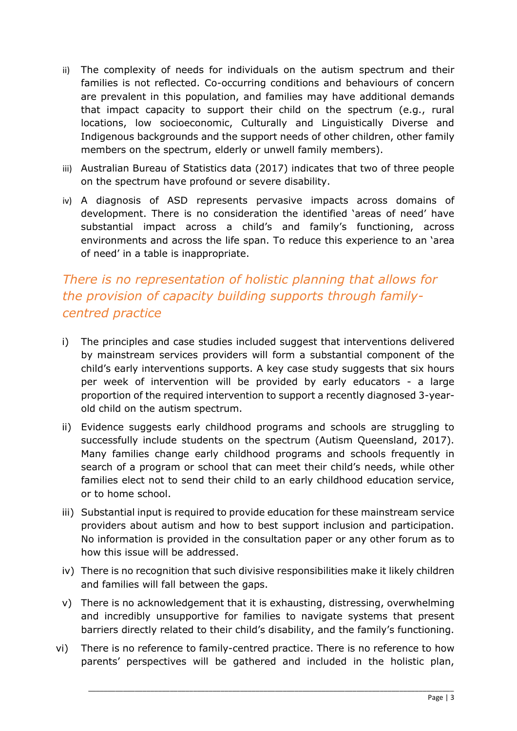ii) The complexity of needs for individuals on the autism spectrum and their families is not reflected. Co-occurring conditions and behaviours of concern are prevalent in this population, and families may have additional demands that impact capacity to support their child on the spectrum (e.g., rural locations, low socioeconomic, Culturally and Linguistically Diverse and Indigenous backgrounds and the support needs of other children, other family members on the spectrum, elderly or unwell family members).

iii) Australian Bureau of Statistics data (2017) indicates that two of three people on the spectrum have profound or severe disability.

iv) A diagnosis of ASD represents pervasive impacts across domains of development. There is no consideration the identified 'areas of need' have substantial impact across a child's and family's functioning, across environments and across the life span. To reduce this experience to an 'area of need' in a table is inappropriate.

## *There is no representation of holistic planning that allows for the provision of capacity building supports through family-centred practice*

i) The principles and case studies included suggest that interventions delivered by mainstream services providers will form a substantial component of the child's early interventions supports. A key case study suggests that six hours per week of intervention will be provided by early educators - a large proportion of the required intervention to support a recently diagnosed 3-year-old child on the autism spectrum.

ii) Evidence suggests early childhood programs and schools are struggling to successfully include students on the spectrum (Autism Queensland, 2017). Many families change early childhood programs and schools frequently in search of a program or school that can meet their child's needs, while other families elect not to send their child to an early childhood education service, or to home school.

iii) Substantial input is required to provide education for these mainstream service providers about autism and how to best support inclusion and participation. No information is provided in the consultation paper or any other forum as to how this issue will be addressed.

iv) There is no recognition that such divisive responsibilities make it likely children and families will fall between the gaps.

v) There is no acknowledgement that it is exhausting, distressing, overwhelming and incredibly unsupportive for families to navigate systems that present barriers directly related to their child's disability, and the family's functioning.

vi) There is no reference to family-centred practice. There is no reference to how parents' perspectives will be gathered and included in the holistic plan,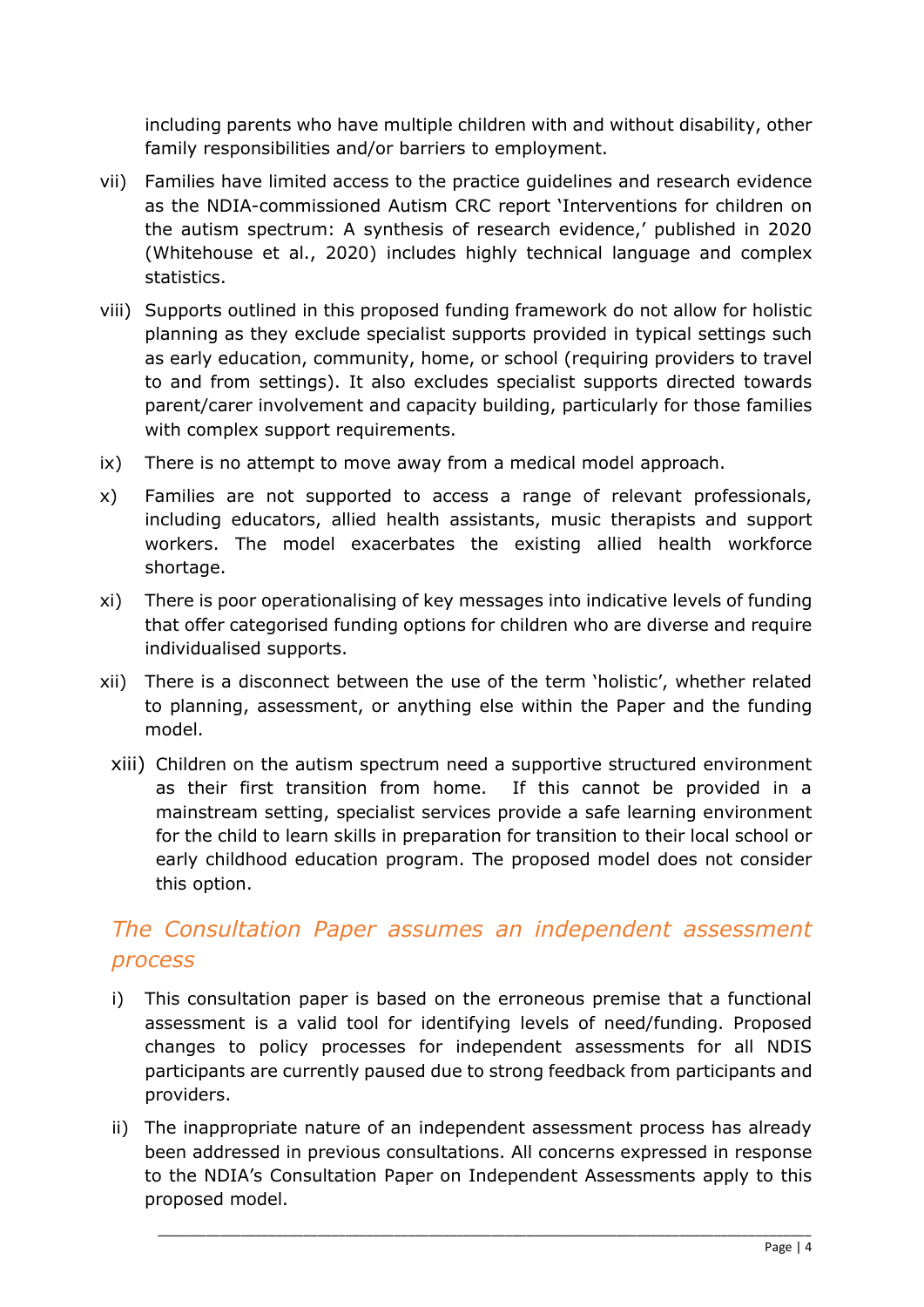including parents who have multiple children with and without disability, other family responsibilities and/or barriers to employment.

vii) Families have limited access to the practice guidelines and research evidence as the NDIA-commissioned Autism CRC report 'Interventions for children on the autism spectrum: A synthesis of research evidence,' published in 2020 (Whitehouse et al., 2020) includes highly technical language and complex statistics.

viii) Supports outlined in this proposed funding framework do not allow for holistic planning as they exclude specialist supports provided in typical settings such as early education, community, home, or school (requiring providers to travel to and from settings). It also excludes specialist supports directed towards parent/carer involvement and capacity building, particularly for those families with complex support requirements.

ix) There is no attempt to move away from a medical model approach.

x) Families are not supported to access a range of relevant professionals, including educators, allied health assistants, music therapists and support workers. The model exacerbates the existing allied health workforce shortage.

xi) There is poor operationalising of key messages into indicative levels of funding that offer categorised funding options for children who are diverse and require individualised supports.

xii) There is a disconnect between the use of the term 'holistic', whether related to planning, assessment, or anything else within the Paper and the funding model.

xiii) Children on the autism spectrum need a supportive structured environment as their first transition from home. If this cannot be provided in a mainstream setting, specialist services provide a safe learning environment for the child to learn skills in preparation for transition to their local school or early childhood education program. The proposed model does not consider this option.

## *The Consultation Paper assumes an independent assessment process*

i) This consultation paper is based on the erroneous premise that a functional assessment is a valid tool for identifying levels of need/funding. Proposed changes to policy processes for independent assessments for all NDIS participants are currently paused due to strong feedback from participants and providers.

ii) The inappropriate nature of an independent assessment process has already been addressed in previous consultations. All concerns expressed in response to the NDIA's Consultation Paper on Independent Assessments apply to this proposed model.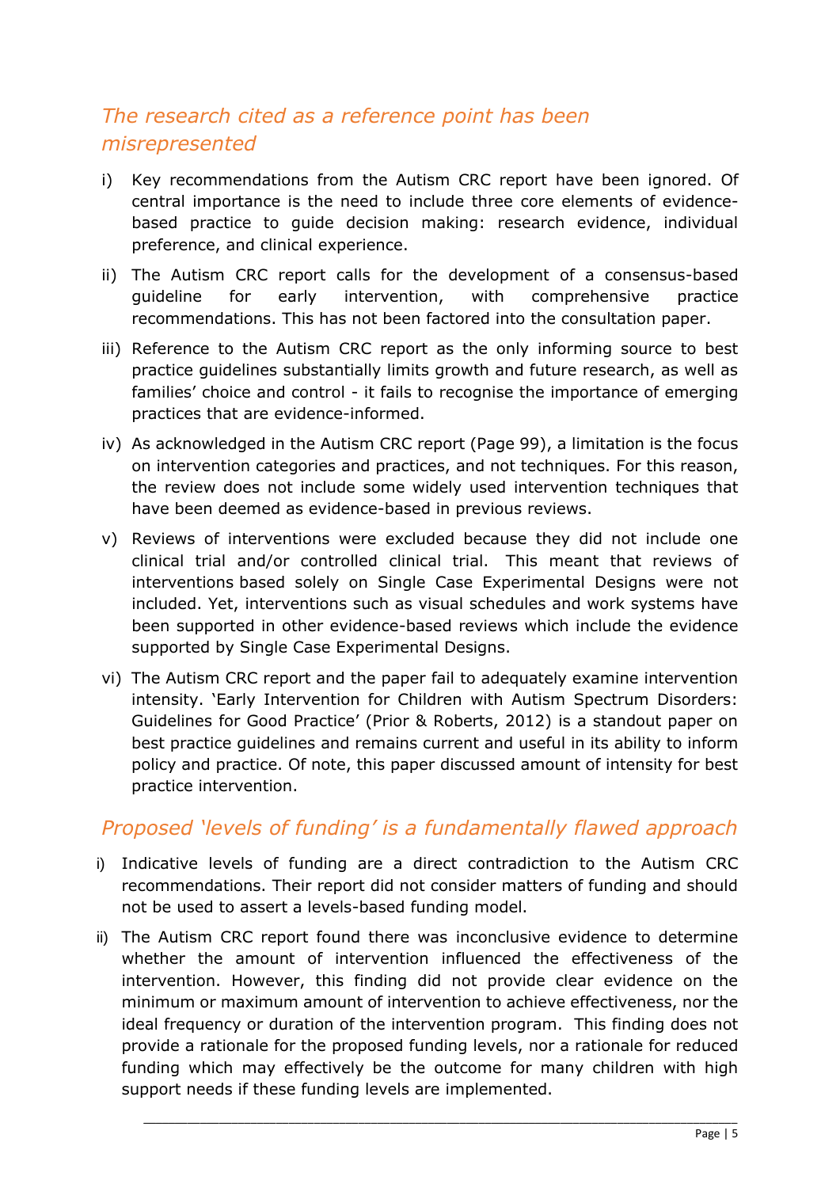## *The research cited as a reference point has been misrepresented*

i) Key recommendations from the Autism CRC report have been ignored. Of central importance is the need to include three core elements of evidence-based practice to guide decision making: research evidence, individual preference, and clinical experience.

ii) The Autism CRC report calls for the development of a consensus-based guideline for early intervention, with comprehensive practice recommendations. This has not been factored into the consultation paper.

iii) Reference to the Autism CRC report as the only informing source to best practice guidelines substantially limits growth and future research, as well as families' choice and control - it fails to recognise the importance of emerging practices that are evidence-informed.

iv) As acknowledged in the Autism CRC report (Page 99), a limitation is the focus on intervention categories and practices, and not techniques. For this reason, the review does not include some widely used intervention techniques that have been deemed as evidence-based in previous reviews.

v) Reviews of interventions were excluded because they did not include one clinical trial and/or controlled clinical trial. This meant that reviews of interventions based solely on Single Case Experimental Designs were not included. Yet, interventions such as visual schedules and work systems have been supported in other evidence-based reviews which include the evidence supported by Single Case Experimental Designs.

vi) The Autism CRC report and the paper fail to adequately examine intervention intensity. 'Early Intervention for Children with Autism Spectrum Disorders: Guidelines for Good Practice' (Prior & Roberts, 2012) is a standout paper on best practice guidelines and remains current and useful in its ability to inform policy and practice. Of note, this paper discussed amount of intensity for best practice intervention.

## *Proposed 'levels of funding' is a fundamentally flawed approach*

i) Indicative levels of funding are a direct contradiction to the Autism CRC recommendations. Their report did not consider matters of funding and should not be used to assert a levels-based funding model.

ii) The Autism CRC report found there was inconclusive evidence to determine whether the amount of intervention influenced the effectiveness of the intervention. However, this finding did not provide clear evidence on the minimum or maximum amount of intervention to achieve effectiveness, nor the ideal frequency or duration of the intervention program. This finding does not provide a rationale for the proposed funding levels, nor a rationale for reduced funding which may effectively be the outcome for many children with high support needs if these funding levels are implemented.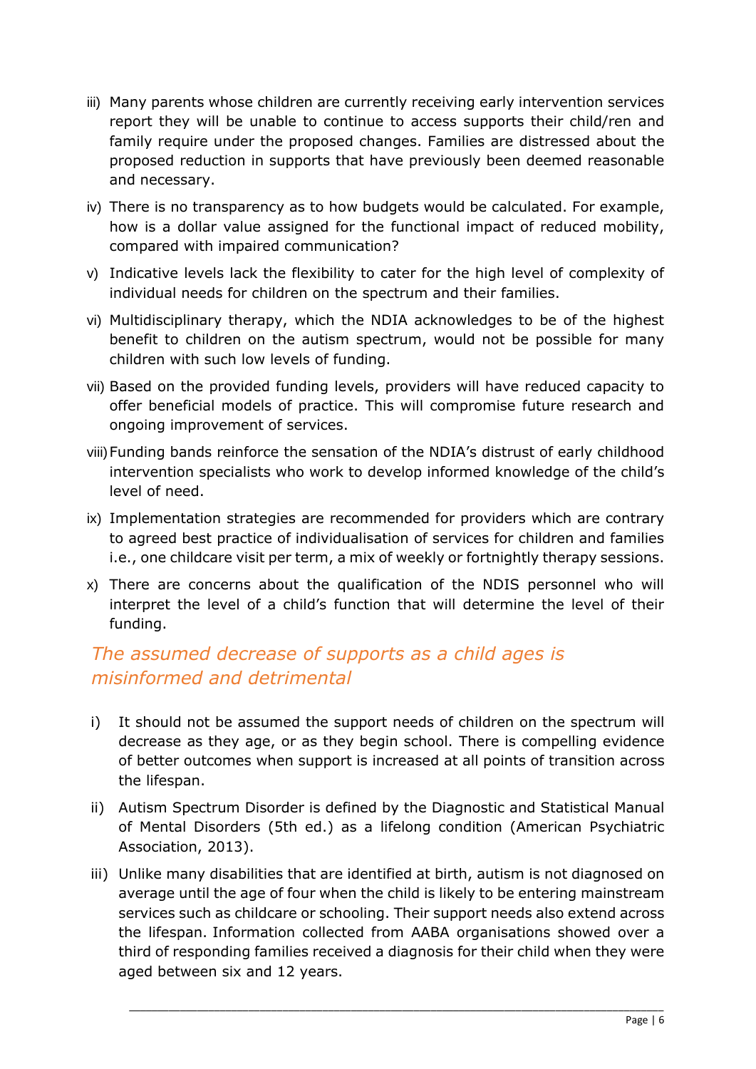iii) Many parents whose children are currently receiving early intervention services report they will be unable to continue to access supports their child/ren and family require under the proposed changes. Families are distressed about the proposed reduction in supports that have previously been deemed reasonable and necessary.

iv) There is no transparency as to how budgets would be calculated. For example, how is a dollar value assigned for the functional impact of reduced mobility, compared with impaired communication?

v) Indicative levels lack the flexibility to cater for the high level of complexity of individual needs for children on the spectrum and their families.

vi) Multidisciplinary therapy, which the NDIA acknowledges to be of the highest benefit to children on the autism spectrum, would not be possible for many children with such low levels of funding.

vii) Based on the provided funding levels, providers will have reduced capacity to offer beneficial models of practice. This will compromise future research and ongoing improvement of services.

viii) Funding bands reinforce the sensation of the NDIA's distrust of early childhood intervention specialists who work to develop informed knowledge of the child's level of need.

ix) Implementation strategies are recommended for providers which are contrary to agreed best practice of individualisation of services for children and families i.e., one childcare visit per term, a mix of weekly or fortnightly therapy sessions.

x) There are concerns about the qualification of the NDIS personnel who will interpret the level of a child's function that will determine the level of their funding.

## *The assumed decrease of supports as a child ages is misinformed and detrimental*

i) It should not be assumed the support needs of children on the spectrum will decrease as they age, or as they begin school. There is compelling evidence of better outcomes when support is increased at all points of transition across the lifespan.

ii) Autism Spectrum Disorder is defined by the Diagnostic and Statistical Manual of Mental Disorders (5th ed.) as a lifelong condition (American Psychiatric Association, 2013).

iii) Unlike many disabilities that are identified at birth, autism is not diagnosed on average until the age of four when the child is likely to be entering mainstream services such as childcare or schooling. Their support needs also extend across the lifespan. Information collected from AABA organisations showed over a third of responding families received a diagnosis for their child when they were aged between six and 12 years.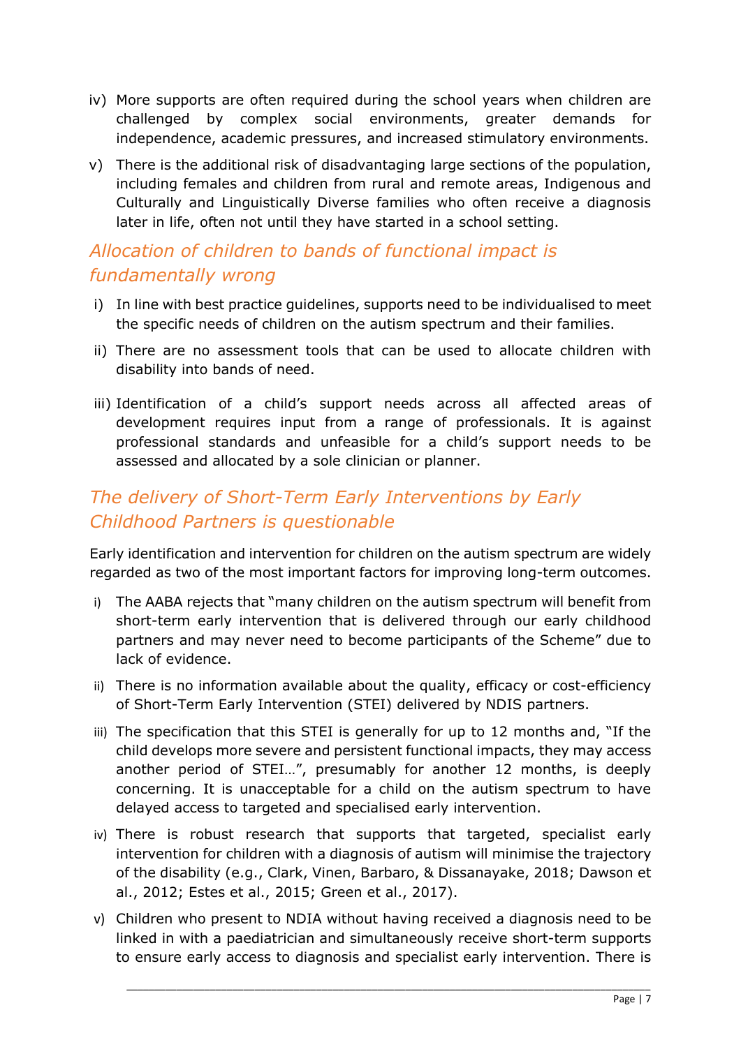iv) More supports are often required during the school years when children are challenged by complex social environments, greater demands for independence, academic pressures, and increased stimulatory environments.

v) There is the additional risk of disadvantaging large sections of the population, including females and children from rural and remote areas, Indigenous and Culturally and Linguistically Diverse families who often receive a diagnosis later in life, often not until they have started in a school setting.

## *Allocation of children to bands of functional impact is fundamentally wrong*

i) In line with best practice guidelines, supports need to be individualised to meet the specific needs of children on the autism spectrum and their families.

ii) There are no assessment tools that can be used to allocate children with disability into bands of need.

iii) Identification of a child's support needs across all affected areas of development requires input from a range of professionals. It is against professional standards and unfeasible for a child's support needs to be assessed and allocated by a sole clinician or planner.

## *The delivery of Short-Term Early Interventions by Early Childhood Partners is questionable*

Early identification and intervention for children on the autism spectrum are widely regarded as two of the most important factors for improving long-term outcomes.

i) The AABA rejects that "many children on the autism spectrum will benefit from short-term early intervention that is delivered through our early childhood partners and may never need to become participants of the Scheme" due to lack of evidence.

ii) There is no information available about the quality, efficacy or cost-efficiency of Short-Term Early Intervention (STEI) delivered by NDIS partners.

iii) The specification that this STEI is generally for up to 12 months and, "If the child develops more severe and persistent functional impacts, they may access another period of STEI…", presumably for another 12 months, is deeply concerning. It is unacceptable for a child on the autism spectrum to have delayed access to targeted and specialised early intervention.

iv) There is robust research that supports that targeted, specialist early intervention for children with a diagnosis of autism will minimise the trajectory of the disability (e.g., Clark, Vinen, Barbaro, & Dissanayake, 2018; Dawson et al., 2012; Estes et al., 2015; Green et al., 2017).

v) Children who present to NDIA without having received a diagnosis need to be linked in with a paediatrician and simultaneously receive short-term supports to ensure early access to diagnosis and specialist early intervention. There is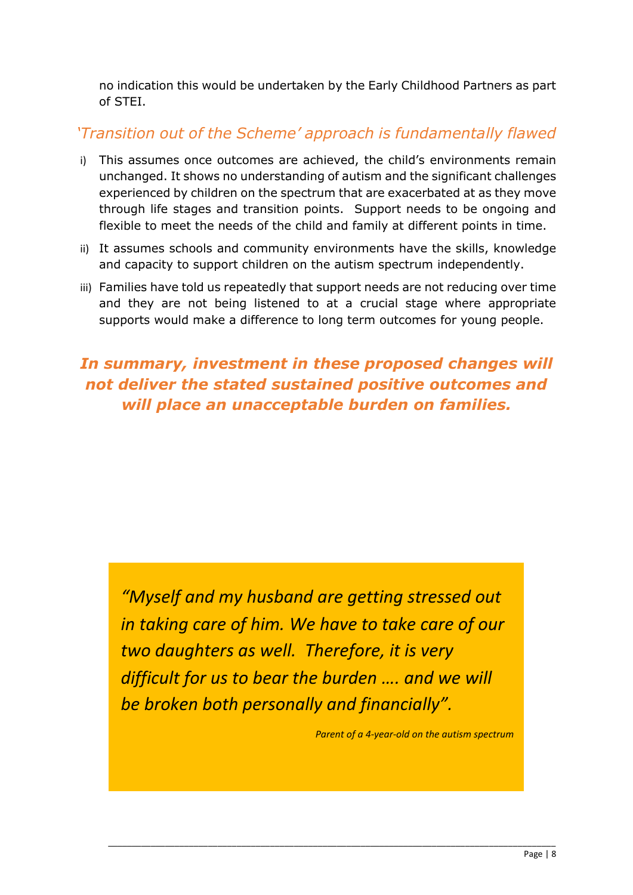no indication this would be undertaken by the Early Childhood Partners as part of STEI.

## *'Transition out of the Scheme' approach is fundamentally flawed*

i) This assumes once outcomes are achieved, the child's environments remain unchanged. It shows no understanding of autism and the significant challenges experienced by children on the spectrum that are exacerbated at as they move through life stages and transition points. Support needs to be ongoing and flexible to meet the needs of the child and family at different points in time.

ii) It assumes schools and community environments have the skills, knowledge and capacity to support children on the autism spectrum independently.

iii) Families have told us repeatedly that support needs are not reducing over time and they are not being listened to at a crucial stage where appropriate supports would make a difference to long term outcomes for young people.

***In summary, investment in these proposed changes will not deliver the stated sustained positive outcomes and will place an unacceptable burden on families.***

> *"Myself and my husband are getting stressed out in taking care of him. We have to take care of our two daughters as well. Therefore, it is very difficult for us to bear the burden …. and we will be broken both personally and financially".*
>
> *Parent of a 4-year-old on the autism spectrum*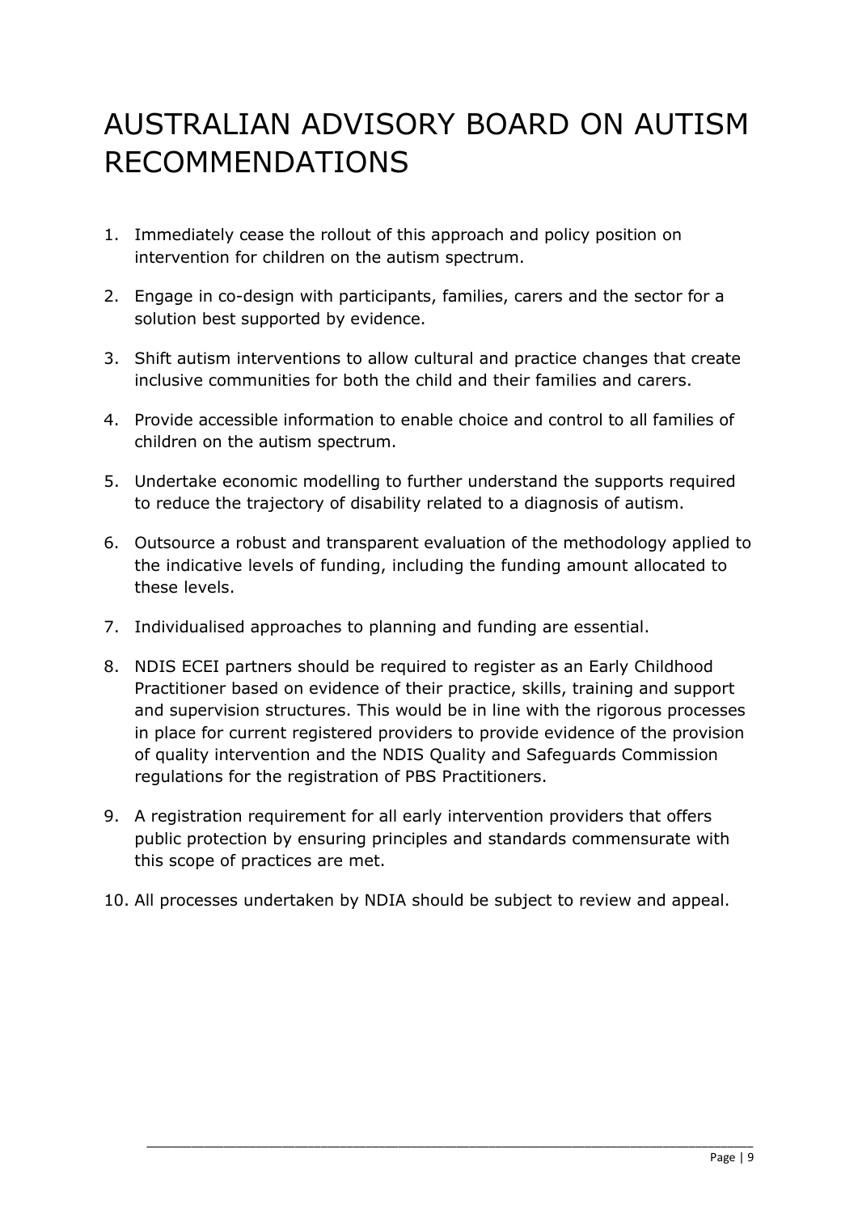# AUSTRALIAN ADVISORY BOARD ON AUTISM RECOMMENDATIONS

1. Immediately cease the rollout of this approach and policy position on intervention for children on the autism spectrum.
2. Engage in co-design with participants, families, carers and the sector for a solution best supported by evidence.
3. Shift autism interventions to allow cultural and practice changes that create inclusive communities for both the child and their families and carers.
4. Provide accessible information to enable choice and control to all families of children on the autism spectrum.
5. Undertake economic modelling to further understand the supports required to reduce the trajectory of disability related to a diagnosis of autism.
6. Outsource a robust and transparent evaluation of the methodology applied to the indicative levels of funding, including the funding amount allocated to these levels.
7. Individualised approaches to planning and funding are essential.
8. NDIS ECEI partners should be required to register as an Early Childhood Practitioner based on evidence of their practice, skills, training and support and supervision structures. This would be in line with the rigorous processes in place for current registered providers to provide evidence of the provision of quality intervention and the NDIS Quality and Safeguards Commission regulations for the registration of PBS Practitioners.
9. A registration requirement for all early intervention providers that offers public protection by ensuring principles and standards commensurate with this scope of practices are met.
10. All processes undertaken by NDIA should be subject to review and appeal.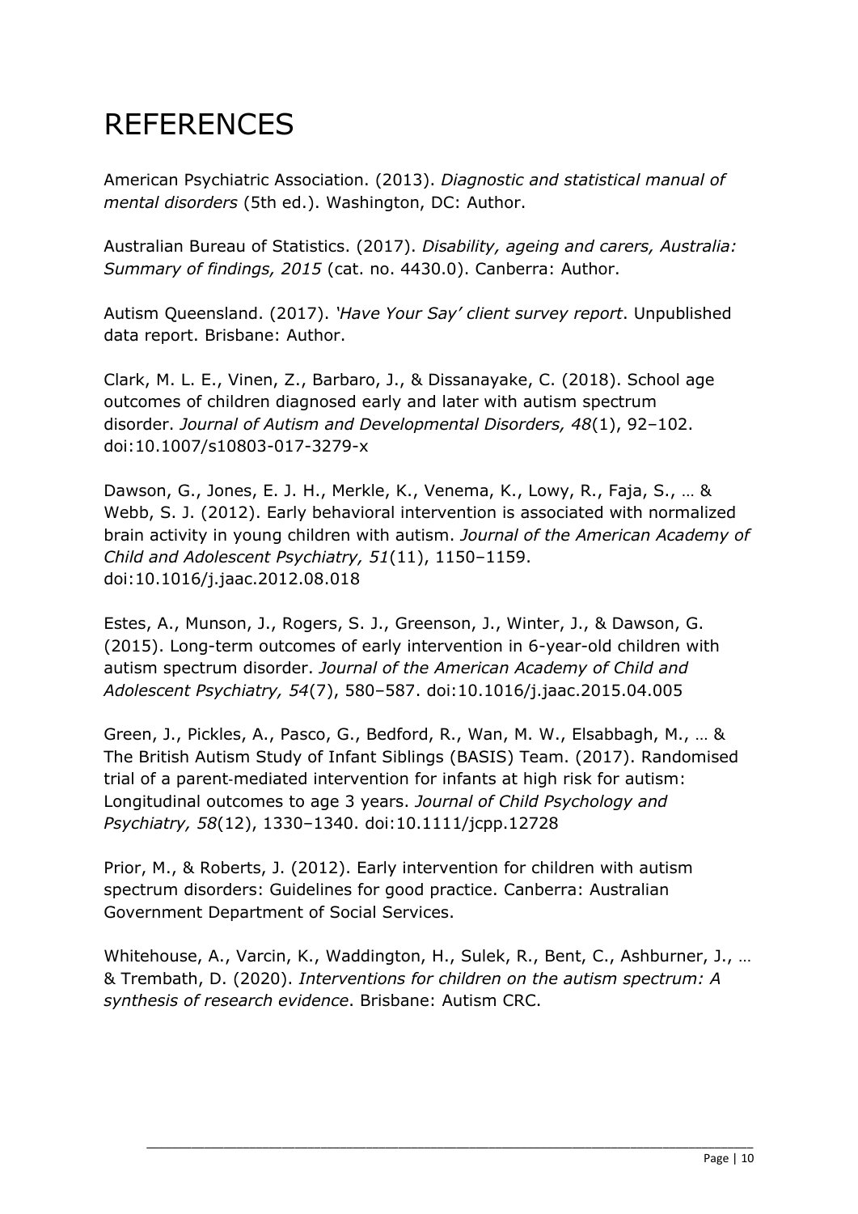# REFERENCES

American Psychiatric Association. (2013). *Diagnostic and statistical manual of mental disorders* (5th ed.). Washington, DC: Author.

Australian Bureau of Statistics. (2017). *Disability, ageing and carers, Australia: Summary of findings, 2015* (cat. no. 4430.0). Canberra: Author.

Autism Queensland. (2017). *'Have Your Say' client survey report*. Unpublished data report. Brisbane: Author.

Clark, M. L. E., Vinen, Z., Barbaro, J., & Dissanayake, C. (2018). School age outcomes of children diagnosed early and later with autism spectrum disorder. *Journal of Autism and Developmental Disorders, 48*(1), 92–102. doi:10.1007/s10803-017-3279-x

Dawson, G., Jones, E. J. H., Merkle, K., Venema, K., Lowy, R., Faja, S., … & Webb, S. J. (2012). Early behavioral intervention is associated with normalized brain activity in young children with autism. *Journal of the American Academy of Child and Adolescent Psychiatry, 51*(11), 1150–1159. doi:10.1016/j.jaac.2012.08.018

Estes, A., Munson, J., Rogers, S. J., Greenson, J., Winter, J., & Dawson, G. (2015). Long-term outcomes of early intervention in 6-year-old children with autism spectrum disorder. *Journal of the American Academy of Child and Adolescent Psychiatry, 54*(7), 580–587. doi:10.1016/j.jaac.2015.04.005

Green, J., Pickles, A., Pasco, G., Bedford, R., Wan, M. W., Elsabbagh, M., … & The British Autism Study of Infant Siblings (BASIS) Team. (2017). Randomised trial of a parent-mediated intervention for infants at high risk for autism: Longitudinal outcomes to age 3 years. *Journal of Child Psychology and Psychiatry, 58*(12), 1330–1340. doi:10.1111/jcpp.12728

Prior, M., & Roberts, J. (2012). Early intervention for children with autism spectrum disorders: Guidelines for good practice. Canberra: Australian Government Department of Social Services.

Whitehouse, A., Varcin, K., Waddington, H., Sulek, R., Bent, C., Ashburner, J., … & Trembath, D. (2020). *Interventions for children on the autism spectrum: A synthesis of research evidence*. Brisbane: Autism CRC.